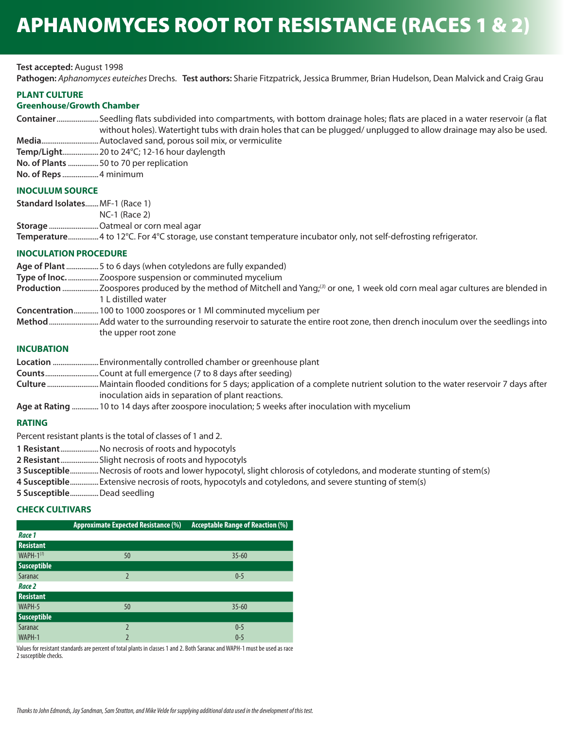# APHANOMYCES ROOT ROT RESISTANCE (RACES 1 & 2)

**Test accepted:** August 1998

**Pathogen:** *Aphanomyces euteiches* Drechs. **Test authors:** Sharie Fitzpatrick, Jessica Brummer, Brian Hudelson, Dean Malvick and Craig Grau

## PLANT CULTURE

### Greenhouse/Growth Chamber

**Container**...................... Seedling flats subdivided into compartments, with bottom drainage holes; flats are placed in a water reservoir (a flat without holes). Watertight tubs with drain holes that can be plugged/ unplugged to allow drainage may also be used.

**Media**.............................. Autoclaved sand, porous soil mix, or vermiculite

**Temp/Light**................... 20 to 24°C; 12-16 hour daylength

**No. of Plants** ................ 50 to 70 per replication

**No. of Reps** ................... 4 minimum

## INOCULUM SOURCE

**Standard Isolates**....... MF-1 (Race 1)
NC-1 (Race 2)

**Storage** .......................... Oatmeal or corn meal agar

**Temperature**................ 4 to 12°C. For 4°C storage, use constant temperature incubator only, not self-defrosting refrigerator.

## INOCULATION PROCEDURE

**Age of Plant** ................. 5 to 6 days (when cotyledons are fully expanded)

**Type of Inoc.** ................ Zoospore suspension or comminuted mycelium

**Production** ................... Zoospores produced by the method of Mitchell and Yang;[3] or one, 1 week old corn meal agar cultures are blended in 1 L distilled water

**Concentration**............. 100 to 1000 zoospores or 1 Ml comminuted mycelium per

**Method**.......................... Add water to the surrounding reservoir to saturate the entire root zone, then drench inoculum over the seedlings into the upper root zone

## INCUBATION

**Location** ........................ Environmentally controlled chamber or greenhouse plant

**Counts**............................ Count at full emergence (7 to 8 days after seeding)

**Culture** ........................... Maintain flooded conditions for 5 days; application of a complete nutrient solution to the water reservoir 7 days after inoculation aids in separation of plant reactions.

**Age at Rating** .............. 10 to 14 days after zoospore inoculation; 5 weeks after inoculation with mycelium

## RATING

Percent resistant plants is the total of classes of 1 and 2.

**1 Resistant**.................... No necrosis of roots and hypocotyls

**2 Resistant**.................... Slight necrosis of roots and hypocotyls

**3 Susceptible**............... Necrosis of roots and lower hypocotyl, slight chlorosis of cotyledons, and moderate stunting of stem(s)

**4 Susceptible**............... Extensive necrosis of roots, hypocotyls and cotyledons, and severe stunting of stem(s)

**5 Susceptible**............... Dead seedling

## CHECK CULTIVARS

| | Approximate Expected Resistance (%) | Acceptable Range of Reaction (%) |
|---|---|---|
| ***Race 1*** | | |
| **Resistant** | | |
| WAPH-1[1] | 50 | 35-60 |
| **Susceptible** | | |
| Saranac | 2 | 0-5 |
| ***Race 2*** | | |
| **Resistant** | | |
| WAPH-5 | 50 | 35-60 |
| **Susceptible** | | |
| Saranac | 2 | 0-5 |
| WAPH-1 | 2 | 0-5 |

Values for resistant standards are percent of total plants in classes 1 and 2. Both Saranac and WAPH-1 must be used as race 2 susceptible checks.

*Thanks to John Edmonds, Jay Sandman, Sam Stratton, and Mike Velde for supplying additional data used in the development of this test.*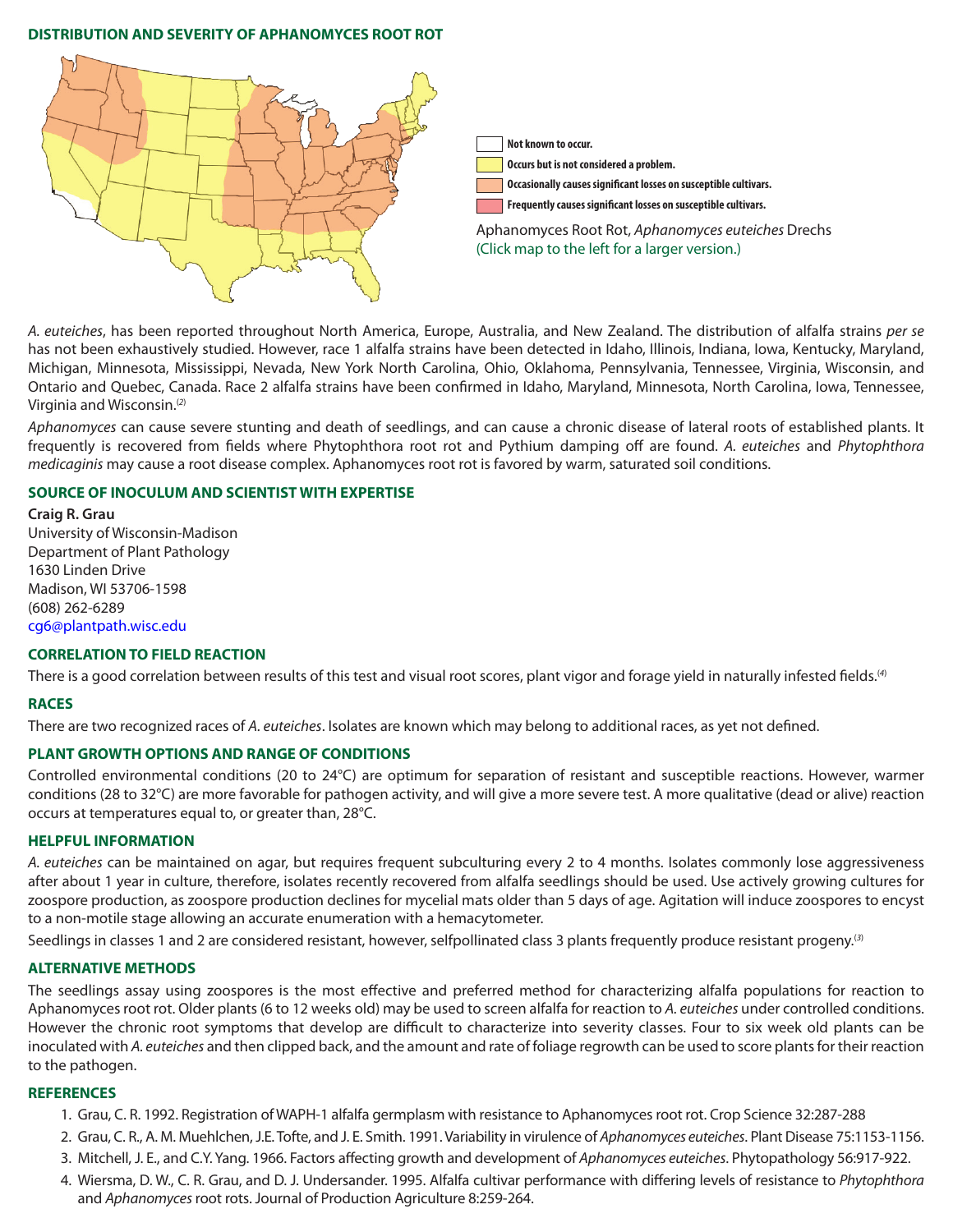## DISTRIBUTION AND SEVERITY OF APHANOMYCES ROOT ROT

Not known to occur.

Occurs but is not considered a problem.

Occasionally causes significant losses on susceptible cultivars.

Frequently causes significant losses on susceptible cultivars.

Aphanomyces Root Rot, *Aphanomyces euteiches* Drechs
(Click map to the left for a larger version.)

*A. euteiches*, has been reported throughout North America, Europe, Australia, and New Zealand. The distribution of alfalfa strains *per se* has not been exhaustively studied. However, race 1 alfalfa strains have been detected in Idaho, Illinois, Indiana, Iowa, Kentucky, Maryland, Michigan, Minnesota, Mississippi, Nevada, New York North Carolina, Ohio, Oklahoma, Pennsylvania, Tennessee, Virginia, Wisconsin, and Ontario and Quebec, Canada. Race 2 alfalfa strains have been confirmed in Idaho, Maryland, Minnesota, North Carolina, Iowa, Tennessee, Virginia and Wisconsin.[2]

*Aphanomyces* can cause severe stunting and death of seedlings, and can cause a chronic disease of lateral roots of established plants. It frequently is recovered from fields where Phytophthora root rot and Pythium damping off are found. *A. euteiches* and *Phytophthora medicaginis* may cause a root disease complex. Aphanomyces root rot is favored by warm, saturated soil conditions.

## SOURCE OF INOCULUM AND SCIENTIST WITH EXPERTISE

**Craig R. Grau**
University of Wisconsin-Madison
Department of Plant Pathology
1630 Linden Drive
Madison, WI 53706-1598
(608) 262-6289
cg6@plantpath.wisc.edu

## CORRELATION TO FIELD REACTION

There is a good correlation between results of this test and visual root scores, plant vigor and forage yield in naturally infested fields.[4]

## RACES

There are two recognized races of *A. euteiches*. Isolates are known which may belong to additional races, as yet not defined.

## PLANT GROWTH OPTIONS AND RANGE OF CONDITIONS

Controlled environmental conditions (20 to 24°C) are optimum for separation of resistant and susceptible reactions. However, warmer conditions (28 to 32°C) are more favorable for pathogen activity, and will give a more severe test. A more qualitative (dead or alive) reaction occurs at temperatures equal to, or greater than, 28°C.

## HELPFUL INFORMATION

*A. euteiches* can be maintained on agar, but requires frequent subculturing every 2 to 4 months. Isolates commonly lose aggressiveness after about 1 year in culture, therefore, isolates recently recovered from alfalfa seedlings should be used. Use actively growing cultures for zoospore production, as zoospore production declines for mycelial mats older than 5 days of age. Agitation will induce zoospores to encyst to a non-motile stage allowing an accurate enumeration with a hemacytometer.

Seedlings in classes 1 and 2 are considered resistant, however, selfpollinated class 3 plants frequently produce resistant progeny.[3]

## ALTERNATIVE METHODS

The seedlings assay using zoospores is the most effective and preferred method for characterizing alfalfa populations for reaction to Aphanomyces root rot. Older plants (6 to 12 weeks old) may be used to screen alfalfa for reaction to *A. euteiches* under controlled conditions. However the chronic root symptoms that develop are difficult to characterize into severity classes. Four to six week old plants can be inoculated with *A. euteiches* and then clipped back, and the amount and rate of foliage regrowth can be used to score plants for their reaction to the pathogen.

## REFERENCES

1. Grau, C. R. 1992. Registration of WAPH-1 alfalfa germplasm with resistance to Aphanomyces root rot. Crop Science 32:287-288
2. Grau, C. R., A. M. Muehlchen, J.E. Tofte, and J. E. Smith. 1991. Variability in virulence of *Aphanomyces euteiches*. Plant Disease 75:1153-1156.
3. Mitchell, J. E., and C.Y. Yang. 1966. Factors affecting growth and development of *Aphanomyces euteiches*. Phytopathology 56:917-922.
4. Wiersma, D. W., C. R. Grau, and D. J. Undersander. 1995. Alfalfa cultivar performance with differing levels of resistance to *Phytophthora* and *Aphanomyces* root rots. Journal of Production Agriculture 8:259-264.